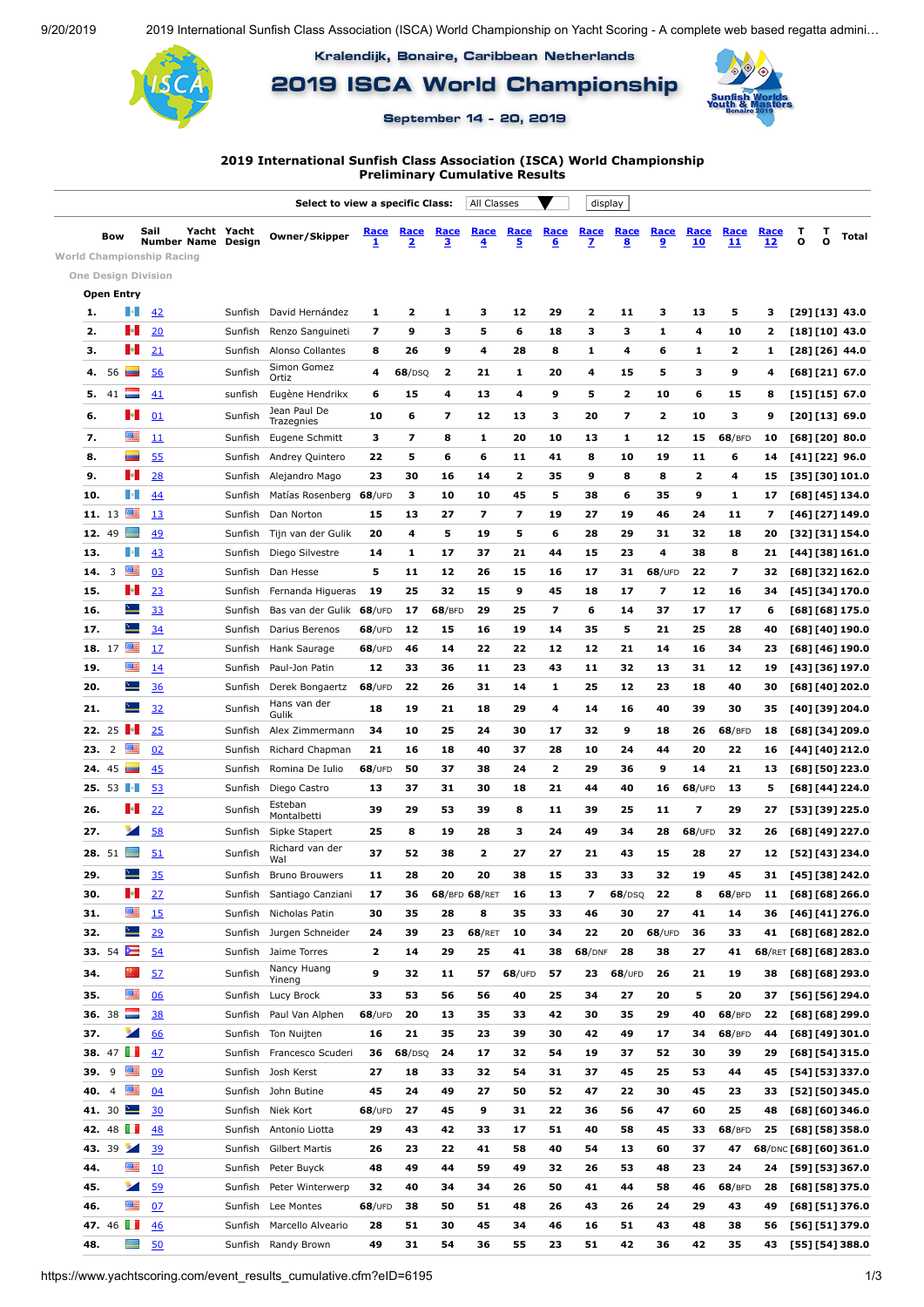Kralendijk, Bonaire, Caribbean Netherlands

# 2019 ISCA World Championship

September 14 - 20, 2019

## 2019 International Sunfish Class Association (ISCA) World Championship
### Preliminary Cumulative Results

Select to view a specific Class: All Classes display

World Championship Racing

One Design Division

**Open Entry**

| | Bow | Sail Number | Yacht Name | Yacht Design | Owner/Skipper | Race 1 | Race 2 | Race 3 | Race 4 | Race 5 | Race 6 | Race 7 | Race 8 | Race 9 | Race 10 | Race 11 | Race 12 | T O | T O | Total |
|---|---|---|---|---|---|---|---|---|---|---|---|---|---|---|---|---|---|---|---|---|
| 1. | | 42 | | Sunfish | David Hernández | 1 | 2 | 1 | 3 | 12 | 29 | 2 | 11 | 3 | 13 | 5 | 3 | [29] | [13] | 43.0 |
| 2. | | 20 | | Sunfish | Renzo Sanguineti | 7 | 9 | 3 | 5 | 6 | 18 | 3 | 3 | 1 | 4 | 10 | 2 | [18] | [10] | 43.0 |
| 3. | | 21 | | Sunfish | Alonso Collantes | 8 | 26 | 9 | 4 | 28 | 8 | 1 | 4 | 6 | 1 | 2 | 1 | [28] | [26] | 44.0 |
| 4. | 56 | 56 | | Sunfish | Simon Gomez Ortiz | 4 | 68/DSQ | 2 | 21 | 1 | 20 | 4 | 15 | 5 | 3 | 9 | 4 | [68] | [21] | 67.0 |
| 5. | 41 | 41 | | sunfish | Eugène Hendrikx | 6 | 15 | 4 | 13 | 4 | 9 | 5 | 2 | 10 | 6 | 15 | 8 | [15] | [15] | 67.0 |
| 6. | | 01 | | Sunfish | Jean Paul De Trazegnies | 10 | 6 | 7 | 12 | 13 | 3 | 20 | 7 | 2 | 10 | 3 | 9 | [20] | [13] | 69.0 |
| 7. | | 11 | | Sunfish | Eugene Schmitt | 3 | 7 | 8 | 1 | 20 | 10 | 13 | 1 | 12 | 15 | 68/BFD | 10 | [68] | [20] | 80.0 |
| 8. | | 55 | | Sunfish | Andrey Quintero | 22 | 5 | 6 | 6 | 11 | 41 | 8 | 10 | 19 | 11 | 6 | 14 | [41] | [22] | 96.0 |
| 9. | | 28 | | Sunfish | Alejandro Mago | 23 | 30 | 16 | 14 | 2 | 35 | 9 | 8 | 8 | 2 | 4 | 15 | [35] | [30] | 101.0 |
| 10. | | 44 | | Sunfish | Matías Rosenberg | 68/UFD | 3 | 10 | 10 | 45 | 5 | 38 | 6 | 35 | 9 | 1 | 17 | [68] | [45] | 134.0 |
| 11. | 13 | 13 | | Sunfish | Dan Norton | 15 | 13 | 27 | 7 | 7 | 19 | 27 | 19 | 46 | 24 | 11 | 7 | [46] | [27] | 149.0 |
| 12. | 49 | 49 | | Sunfish | Tijn van der Gulik | 20 | 4 | 5 | 19 | 5 | 6 | 28 | 29 | 31 | 32 | 18 | 20 | [32] | [31] | 154.0 |
| 13. | | 43 | | Sunfish | Diego Silvestre | 14 | 1 | 17 | 37 | 21 | 44 | 15 | 23 | 4 | 38 | 8 | 21 | [44] | [38] | 161.0 |
| 14. | 3 | 03 | | Sunfish | Dan Hesse | 5 | 11 | 12 | 26 | 15 | 16 | 17 | 31 | 68/UFD | 22 | 7 | 32 | [68] | [32] | 162.0 |
| 15. | | 23 | | Sunfish | Fernanda Higueras | 19 | 25 | 32 | 15 | 9 | 45 | 18 | 17 | 7 | 12 | 16 | 34 | [45] | [34] | 170.0 |
| 16. | | 33 | | Sunfish | Bas van der Gulik | 68/UFD | 17 | 68/BFD | 29 | 25 | 7 | 6 | 14 | 37 | 17 | 17 | 6 | [68] | [68] | 175.0 |
| 17. | | 34 | | Sunfish | Darius Berenos | 68/UFD | 12 | 15 | 16 | 19 | 14 | 35 | 5 | 21 | 25 | 28 | 40 | [68] | [40] | 190.0 |
| 18. | 17 | 17 | | Sunfish | Hank Saurage | 68/UFD | 46 | 14 | 22 | 22 | 12 | 12 | 21 | 14 | 16 | 34 | 23 | [68] | [46] | 190.0 |
| 19. | | 14 | | Sunfish | Paul-Jon Patin | 12 | 33 | 36 | 11 | 23 | 43 | 11 | 32 | 13 | 31 | 12 | 19 | [43] | [36] | 197.0 |
| 20. | | 36 | | Sunfish | Derek Bongaertz | 68/UFD | 22 | 26 | 31 | 14 | 1 | 25 | 12 | 23 | 18 | 40 | 30 | [68] | [40] | 202.0 |
| 21. | | 32 | | Sunfish | Hans van der Gulik | 18 | 19 | 21 | 18 | 29 | 4 | 14 | 16 | 40 | 39 | 30 | 35 | [40] | [39] | 204.0 |
| 22. | 25 | 25 | | Sunfish | Alex Zimmermann | 34 | 10 | 25 | 24 | 30 | 17 | 32 | 9 | 18 | 26 | 68/BFD | 18 | [68] | [34] | 209.0 |
| 23. | 2 | 02 | | Sunfish | Richard Chapman | 21 | 16 | 18 | 40 | 37 | 28 | 10 | 24 | 44 | 20 | 22 | 16 | [44] | [40] | 212.0 |
| 24. | 45 | 45 | | Sunfish | Romina De Iulio | 68/UFD | 50 | 37 | 38 | 24 | 2 | 29 | 36 | 9 | 14 | 21 | 13 | [68] | [50] | 223.0 |
| 25. | 53 | 53 | | Sunfish | Diego Castro | 13 | 37 | 31 | 30 | 18 | 21 | 44 | 40 | 16 | 68/UFD | 13 | 5 | [68] | [44] | 224.0 |
| 26. | | 22 | | Sunfish | Esteban Montalbetti | 39 | 29 | 53 | 39 | 8 | 11 | 39 | 25 | 11 | 7 | 29 | 27 | [53] | [39] | 225.0 |
| 27. | | 58 | | Sunfish | Sipke Stapert | 25 | 8 | 19 | 28 | 3 | 24 | 49 | 34 | 28 | 68/UFD | 32 | 26 | [68] | [49] | 227.0 |
| 28. | 51 | 51 | | Sunfish | Richard van der Wal | 37 | 52 | 38 | 2 | 27 | 27 | 21 | 43 | 15 | 28 | 27 | 12 | [52] | [43] | 234.0 |
| 29. | | 35 | | Sunfish | Bruno Brouwers | 11 | 28 | 20 | 20 | 38 | 15 | 33 | 33 | 32 | 19 | 45 | 31 | [45] | [38] | 242.0 |
| 30. | | 27 | | Sunfish | Santiago Canziani | 17 | 36 | 68/BFD | 68/RET | 16 | 13 | 7 | 68/DSQ | 22 | 8 | 68/BFD | 11 | [68] | [68] | 266.0 |
| 31. | | 15 | | Sunfish | Nicholas Patin | 30 | 35 | 28 | 8 | 35 | 33 | 46 | 30 | 27 | 41 | 14 | 36 | [46] | [41] | 276.0 |
| 32. | | 29 | | Sunfish | Jurgen Schneider | 24 | 39 | 23 | 68/RET | 10 | 34 | 22 | 20 | 68/UFD | 36 | 33 | 41 | [68] | [68] | 282.0 |
| 33. | 54 | 54 | | Sunfish | Jaime Torres | 2 | 14 | 29 | 25 | 41 | 38 | 68/DNF | 28 | 38 | 27 | 41 | 68/RET | [68] | [68] | 283.0 |
| 34. | | 57 | | Sunfish | Nancy Huang Yineng | 9 | 32 | 11 | 57 | 68/UFD | 57 | 23 | 68/UFD | 26 | 21 | 19 | 38 | [68] | [68] | 293.0 |
| 35. | | 06 | | Sunfish | Lucy Brock | 33 | 53 | 56 | 56 | 40 | 25 | 34 | 27 | 20 | 5 | 20 | 37 | [56] | [56] | 294.0 |
| 36. | 38 | 38 | | Sunfish | Paul Van Alphen | 68/UFD | 20 | 13 | 35 | 33 | 42 | 30 | 35 | 29 | 40 | 68/BFD | 22 | [68] | [68] | 299.0 |
| 37. | | 66 | | Sunfish | Ton Nuijten | 16 | 21 | 35 | 23 | 39 | 30 | 42 | 49 | 17 | 34 | 68/BFD | 44 | [68] | [49] | 301.0 |
| 38. | 47 | 47 | | Sunfish | Francesco Scuderi | 36 | 68/DSQ | 24 | 17 | 32 | 54 | 19 | 37 | 52 | 30 | 39 | 29 | [68] | [54] | 315.0 |
| 39. | 9 | 09 | | Sunfish | Josh Kerst | 27 | 18 | 33 | 32 | 54 | 31 | 37 | 45 | 25 | 53 | 44 | 45 | [54] | [53] | 337.0 |
| 40. | 4 | 04 | | Sunfish | John Butine | 45 | 24 | 49 | 27 | 50 | 52 | 47 | 22 | 30 | 45 | 23 | 33 | [52] | [50] | 345.0 |
| 41. | 30 | 30 | | Sunfish | Niek Kort | 68/UFD | 27 | 45 | 9 | 31 | 22 | 36 | 56 | 47 | 60 | 25 | 48 | [68] | [60] | 346.0 |
| 42. | 48 | 48 | | Sunfish | Antonio Liotta | 29 | 43 | 42 | 33 | 17 | 51 | 40 | 58 | 45 | 33 | 68/BFD | 25 | [68] | [58] | 358.0 |
| 43. | 39 | 39 | | Sunfish | Gilbert Martis | 26 | 23 | 22 | 41 | 58 | 40 | 54 | 13 | 60 | 37 | 47 | 68/DNC | [68] | [60] | 361.0 |
| 44. | | 10 | | Sunfish | Peter Buyck | 48 | 49 | 44 | 59 | 49 | 32 | 26 | 53 | 48 | 23 | 24 | 24 | [59] | [53] | 367.0 |
| 45. | | 59 | | Sunfish | Peter Winterwerp | 32 | 40 | 34 | 34 | 26 | 50 | 41 | 44 | 58 | 46 | 68/BFD | 28 | [68] | [58] | 375.0 |
| 46. | | 07 | | Sunfish | Lee Montes | 68/UFD | 38 | 50 | 51 | 48 | 26 | 43 | 26 | 24 | 29 | 43 | 49 | [68] | [51] | 376.0 |
| 47. | 46 | 46 | | Sunfish | Marcello Alveario | 28 | 51 | 30 | 45 | 34 | 46 | 16 | 51 | 43 | 48 | 38 | 56 | [56] | [51] | 379.0 |
| 48. | | 50 | | Sunfish | Randy Brown | 49 | 31 | 54 | 36 | 55 | 23 | 51 | 42 | 36 | 42 | 35 | 43 | [55] | [54] | 388.0 |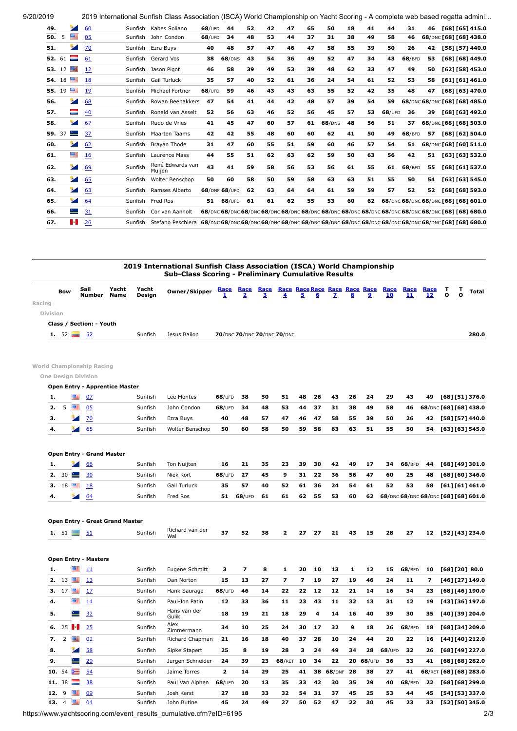| | | | | | | | | | | | | | | | | | | | | |
|---|---|---|---|---|---|---|---|---|---|---|---|---|---|---|---|---|---|---|---|---|
| 49. | | 60 | | Sunfish | Kabes Soliano | 68/UFD | 44 | 52 | 42 | 47 | 65 | 50 | 18 | 41 | 44 | 31 | 46 | [68] | [65] | 415.0 |
| 50. | 5 | 05 | | Sunfish | John Condon | 68/UFD | 34 | 48 | 53 | 44 | 37 | 31 | 38 | 49 | 58 | 46 | 68/DNC | [68] | [68] | 438.0 |
| 51. | | 70 | | Sunfish | Ezra Buys | 40 | 48 | 57 | 47 | 46 | 47 | 58 | 55 | 39 | 50 | 26 | 42 | [58] | [57] | 440.0 |
| 52. | 61 | 61 | | Sunfish | Gerard Vos | 38 | 68/DNS | 43 | 54 | 36 | 49 | 52 | 47 | 34 | 43 | 68/BFD | 53 | [68] | [68] | 449.0 |
| 53. | 12 | 12 | | Sunfish | Jason Pigot | 46 | 58 | 39 | 49 | 53 | 39 | 48 | 62 | 33 | 47 | 49 | 50 | [62] | [58] | 453.0 |
| 54. | 18 | 18 | | Sunfish | Gail Turluck | 35 | 57 | 40 | 52 | 61 | 36 | 24 | 54 | 61 | 52 | 53 | 58 | [61] | [61] | 461.0 |
| 55. | 19 | 19 | | Sunfish | Michael Fortner | 68/UFD | 59 | 46 | 43 | 43 | 63 | 55 | 52 | 42 | 35 | 48 | 47 | [68] | [63] | 470.0 |
| 56. | | 68 | | Sunfish | Rowan Beenakkers | 47 | 54 | 41 | 44 | 42 | 48 | 57 | 39 | 54 | 59 | 68/DNC | 68/DNC | [68] | [68] | 485.0 |
| 57. | | 40 | | Sunfish | Ronald van Asselt | 52 | 56 | 63 | 46 | 52 | 56 | 45 | 57 | 53 | 68/UFD | 36 | 39 | [68] | [63] | 492.0 |
| 58. | | 67 | | Sunfish | Rudo de Vries | 41 | 45 | 47 | 60 | 57 | 61 | 68/DNS | 48 | 56 | 51 | 37 | 68/DNC | [68] | [68] | 503.0 |
| 59. | 37 | 37 | | Sunfish | Maarten Taams | 42 | 42 | 55 | 48 | 60 | 60 | 62 | 41 | 50 | 49 | 68/BFD | 57 | [68] | [62] | 504.0 |
| 60. | | 62 | | Sunfish | Brayan Thode | 31 | 47 | 60 | 55 | 51 | 59 | 60 | 46 | 57 | 54 | 51 | 68/DNC | [68] | [60] | 511.0 |
| 61. | | 16 | | Sunfish | Laurence Mass | 44 | 55 | 51 | 62 | 63 | 62 | 59 | 50 | 63 | 56 | 42 | 51 | [63] | [63] | 532.0 |
| 62. | | 69 | | Sunfish | René Edwards van Muijen | 43 | 41 | 59 | 58 | 56 | 53 | 56 | 61 | 55 | 61 | 68/BFD | 55 | [68] | [61] | 537.0 |
| 63. | | 65 | | Sunfish | Wolter Benschop | 50 | 60 | 58 | 50 | 59 | 58 | 63 | 63 | 51 | 55 | 50 | 54 | [63] | [63] | 545.0 |
| 64. | | 63 | | Sunfish | Ramses Alberto | 68/DNF | 68/UFD | 62 | 63 | 64 | 64 | 61 | 59 | 59 | 57 | 52 | 52 | [68] | [68] | 593.0 |
| 65. | | 64 | | Sunfish | Fred Ros | 51 | 68/UFD | 61 | 61 | 62 | 55 | 53 | 60 | 62 | 68/DNC | 68/DNC | 68/DNC | [68] | [68] | 601.0 |
| 66. | | 31 | | Sunfish | Cor van Aanholt | 68/DNC | 68/DNC | 68/DNC | 68/DNC | 68/DNC | 68/DNC | 68/DNC | 68/DNC | 68/DNC | 68/DNC | 68/DNC | 68/DNC | [68] | [68] | 680.0 |
| 67. | | 26 | | Sunfish | Stefano Peschiera | 68/DNC | 68/DNC | 68/DNC | 68/DNC | 68/DNC | 68/DNC | 68/DNC | 68/DNC | 68/DNC | 68/DNC | 68/DNC | 68/DNC | [68] | [68] | 680.0 |

## 2019 International Sunfish Class Association (ISCA) World Championship
### Sub-Class Scoring - Preliminary Cumulative Results

Racing

Division

**Class / Section: - Youth**

| | Bow | Sail Number | Yacht Name | Yacht Design | Owner/Skipper | Race 1 | Race 2 | Race 3 | Race 4 | Race 5 | Race 6 | Race 7 | Race 8 | Race 9 | Race 10 | Race 11 | Race 12 | T O | T O | Total |
|---|---|---|---|---|---|---|---|---|---|---|---|---|---|---|---|---|---|---|---|---|
| 1. | 52 | 52 | | Sunfish | Jesus Bailon | 70/DNC | 70/DNC | 70/DNC | 70/DNC | | | | | | | | | | | 280.0 |

World Championship Racing

One Design Division

**Open Entry - Apprentice Master**

| | Bow | Sail Number | Yacht Name | Yacht Design | Owner/Skipper | Race 1 | Race 2 | Race 3 | Race 4 | Race 5 | Race 6 | Race 7 | Race 8 | Race 9 | Race 10 | Race 11 | Race 12 | T O | T O | Total |
|---|---|---|---|---|---|---|---|---|---|---|---|---|---|---|---|---|---|---|---|---|
| 1. | | 07 | | Sunfish | Lee Montes | 68/UFD | 38 | 50 | 51 | 48 | 26 | 43 | 26 | 24 | 29 | 43 | 49 | [68] | [51] | 376.0 |
| 2. | 5 | 05 | | Sunfish | John Condon | 68/UFD | 34 | 48 | 53 | 44 | 37 | 31 | 38 | 49 | 58 | 46 | 68/DNC | [68] | [68] | 438.0 |
| 3. | | 70 | | Sunfish | Ezra Buys | 40 | 48 | 57 | 47 | 46 | 47 | 58 | 55 | 39 | 50 | 26 | 42 | [58] | [57] | 440.0 |
| 4. | | 65 | | Sunfish | Wolter Benschop | 50 | 60 | 58 | 50 | 59 | 58 | 63 | 63 | 51 | 55 | 50 | 54 | [63] | [63] | 545.0 |

**Open Entry - Grand Master**

| | Bow | Sail Number | Yacht Name | Yacht Design | Owner/Skipper | Race 1 | Race 2 | Race 3 | Race 4 | Race 5 | Race 6 | Race 7 | Race 8 | Race 9 | Race 10 | Race 11 | Race 12 | T O | T O | Total |
|---|---|---|---|---|---|---|---|---|---|---|---|---|---|---|---|---|---|---|---|---|
| 1. | | 66 | | Sunfish | Ton Nuijten | 16 | 21 | 35 | 23 | 39 | 30 | 42 | 49 | 17 | 34 | 68/BFD | 44 | [68] | [49] | 301.0 |
| 2. | 30 | 30 | | Sunfish | Niek Kort | 68/UFD | 27 | 45 | 9 | 31 | 22 | 36 | 56 | 47 | 60 | 25 | 48 | [68] | [60] | 346.0 |
| 3. | 18 | 18 | | Sunfish | Gail Turluck | 35 | 57 | 40 | 52 | 61 | 36 | 24 | 54 | 61 | 52 | 53 | 58 | [61] | [61] | 461.0 |
| 4. | | 64 | | Sunfish | Fred Ros | 51 | 68/UFD | 61 | 61 | 62 | 55 | 53 | 60 | 62 | 68/DNC | 68/DNC | 68/DNC | [68] | [68] | 601.0 |

**Open Entry - Great Grand Master**

| | Bow | Sail Number | Yacht Name | Yacht Design | Owner/Skipper | Race 1 | Race 2 | Race 3 | Race 4 | Race 5 | Race 6 | Race 7 | Race 8 | Race 9 | Race 10 | Race 11 | Race 12 | T O | T O | Total |
|---|---|---|---|---|---|---|---|---|---|---|---|---|---|---|---|---|---|---|---|---|
| 1. | 51 | 51 | | Sunfish | Richard van der Wal | 37 | 52 | 38 | 2 | 27 | 27 | 21 | 43 | 15 | 28 | 27 | 12 | [52] | [43] | 234.0 |

**Open Entry - Masters**

| | Bow | Sail Number | Yacht Name | Yacht Design | Owner/Skipper | Race 1 | Race 2 | Race 3 | Race 4 | Race 5 | Race 6 | Race 7 | Race 8 | Race 9 | Race 10 | Race 11 | Race 12 | T O | T O | Total |
|---|---|---|---|---|---|---|---|---|---|---|---|---|---|---|---|---|---|---|---|---|
| 1. | | 11 | | Sunfish | Eugene Schmitt | 3 | 7 | 8 | 1 | 20 | 10 | 13 | 1 | 12 | 15 | 68/BFD | 10 | [68] | [20] | 80.0 |
| 2. | 13 | 13 | | Sunfish | Dan Norton | 15 | 13 | 27 | 7 | 7 | 19 | 27 | 19 | 46 | 24 | 11 | 7 | [46] | [27] | 149.0 |
| 3. | 17 | 17 | | Sunfish | Hank Saurage | 68/UFD | 46 | 14 | 22 | 22 | 12 | 12 | 21 | 14 | 16 | 34 | 23 | [68] | [46] | 190.0 |
| 4. | | 14 | | Sunfish | Paul-Jon Patin | 12 | 33 | 36 | 11 | 23 | 43 | 11 | 32 | 13 | 31 | 12 | 19 | [43] | [36] | 197.0 |
| 5. | | 32 | | Sunfish | Hans van der Gulik | 18 | 19 | 21 | 18 | 29 | 4 | 14 | 16 | 40 | 39 | 30 | 35 | [40] | [39] | 204.0 |
| 6. | 25 | 25 | | Sunfish | Alex Zimmermann | 34 | 10 | 25 | 24 | 30 | 17 | 32 | 9 | 18 | 26 | 68/BFD | 18 | [68] | [34] | 209.0 |
| 7. | 2 | 02 | | Sunfish | Richard Chapman | 21 | 16 | 18 | 40 | 37 | 28 | 10 | 24 | 44 | 20 | 22 | 16 | [44] | [40] | 212.0 |
| 8. | | 58 | | Sunfish | Sipke Stapert | 25 | 8 | 19 | 28 | 3 | 24 | 49 | 34 | 28 | 68/UFD | 32 | 26 | [68] | [49] | 227.0 |
| 9. | | 29 | | Sunfish | Jurgen Schneider | 24 | 39 | 23 | 68/RET | 10 | 34 | 22 | 20 | 68/UFD | 36 | 33 | 41 | [68] | [68] | 282.0 |
| 10. | 54 | 54 | | Sunfish | Jaime Torres | 2 | 14 | 29 | 25 | 41 | 38 | 68/DNF | 28 | 38 | 27 | 41 | 68/RET | [68] | [68] | 283.0 |
| 11. | 38 | 38 | | Sunfish | Paul Van Alphen | 68/UFD | 20 | 13 | 35 | 33 | 42 | 30 | 35 | 29 | 40 | 68/BFD | 22 | [68] | [68] | 299.0 |
| 12. | 9 | 09 | | Sunfish | Josh Kerst | 27 | 18 | 33 | 32 | 54 | 31 | 37 | 45 | 25 | 53 | 44 | 45 | [54] | [53] | 337.0 |
| 13. | 4 | 04 | | Sunfish | John Butine | 45 | 24 | 49 | 27 | 50 | 52 | 47 | 22 | 30 | 45 | 23 | 33 | [52] | [50] | 345.0 |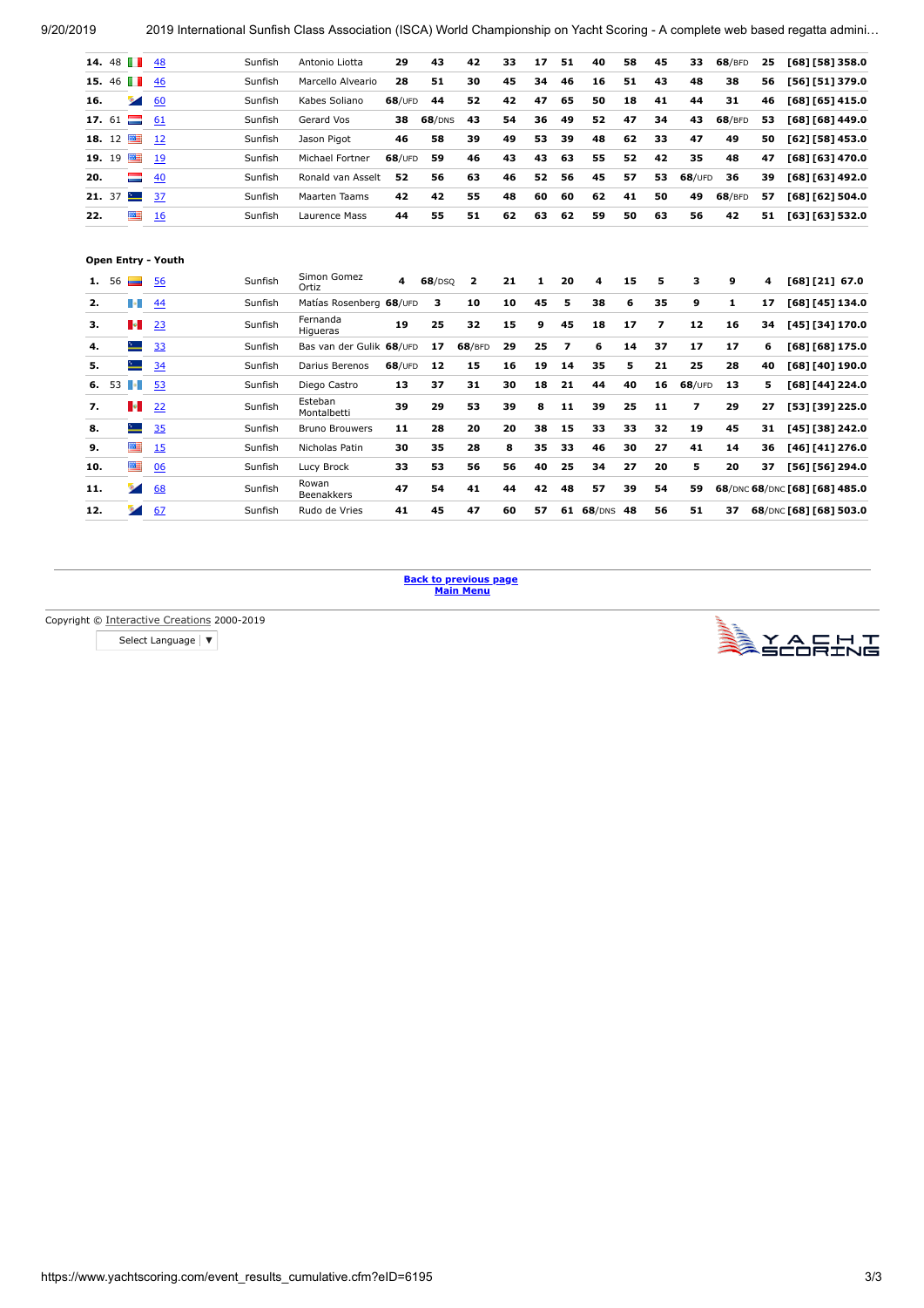| | | | | | | | | | | | | | | | | | | | | |
|---|---|---|---|---|---|---|---|---|---|---|---|---|---|---|---|---|---|---|---|---|
| 14. 48 | | 48 | Sunfish | Antonio Liotta | 29 | 43 | 42 | 33 | 17 | 51 | 40 | 58 | 45 | 33 | 68/BFD | 25 | [68] [58] 358.0 |
| 15. 46 | | 46 | Sunfish | Marcello Alveario | 28 | 51 | 30 | 45 | 34 | 46 | 16 | 51 | 43 | 48 | 38 | 56 | [56] [51] 379.0 |
| 16. | | 60 | Sunfish | Kabes Soliano | 68/UFD | 44 | 52 | 42 | 47 | 65 | 50 | 18 | 41 | 44 | 31 | 46 | [68] [65] 415.0 |
| 17. 61 | | 61 | Sunfish | Gerard Vos | 38 | 68/DNS | 43 | 54 | 36 | 49 | 52 | 47 | 34 | 43 | 68/BFD | 53 | [68] [68] 449.0 |
| 18. 12 | | 12 | Sunfish | Jason Pigot | 46 | 58 | 39 | 49 | 53 | 39 | 48 | 62 | 33 | 47 | 49 | 50 | [62] [58] 453.0 |
| 19. 19 | | 19 | Sunfish | Michael Fortner | 68/UFD | 59 | 46 | 43 | 43 | 63 | 55 | 52 | 42 | 35 | 48 | 47 | [68] [63] 470.0 |
| 20. | | 40 | Sunfish | Ronald van Asselt | 52 | 56 | 63 | 46 | 52 | 56 | 45 | 57 | 53 | 68/UFD | 36 | 39 | [68] [63] 492.0 |
| 21. 37 | | 37 | Sunfish | Maarten Taams | 42 | 42 | 55 | 48 | 60 | 60 | 62 | 41 | 50 | 49 | 68/BFD | 57 | [68] [62] 504.0 |
| 22. | | 16 | Sunfish | Laurence Mass | 44 | 55 | 51 | 62 | 63 | 62 | 59 | 50 | 63 | 56 | 42 | 51 | [63] [63] 532.0 |

**Open Entry - Youth**

| | | | | | | | | | | | | | | | | | |
|---|---|---|---|---|---|---|---|---|---|---|---|---|---|---|---|---|---|
| 1. 56 | | 56 | Sunfish | Simon Gomez Ortiz | 4 | 68/DSQ | 2 | 21 | 1 | 20 | 4 | 15 | 5 | 3 | 9 | 4 | [68] [21] 67.0 |
| 2. | | 44 | Sunfish | Matías Rosenberg | 68/UFD | 3 | 10 | 10 | 45 | 5 | 38 | 6 | 35 | 9 | 1 | 17 | [68] [45] 134.0 |
| 3. | | 23 | Sunfish | Fernanda Higueras | 19 | 25 | 32 | 15 | 9 | 45 | 18 | 17 | 7 | 12 | 16 | 34 | [45] [34] 170.0 |
| 4. | | 33 | Sunfish | Bas van der Gulik | 68/UFD | 17 | 68/BFD | 29 | 25 | 7 | 6 | 14 | 37 | 17 | 17 | 6 | [68] [68] 175.0 |
| 5. | | 34 | Sunfish | Darius Berenos | 68/UFD | 12 | 15 | 16 | 19 | 14 | 35 | 5 | 21 | 25 | 28 | 40 | [68] [40] 190.0 |
| 6. 53 | | 53 | Sunfish | Diego Castro | 13 | 37 | 31 | 30 | 18 | 21 | 44 | 40 | 16 | 68/UFD | 13 | 5 | [68] [44] 224.0 |
| 7. | | 22 | Sunfish | Esteban Montalbetti | 39 | 29 | 53 | 39 | 8 | 11 | 39 | 25 | 11 | 7 | 29 | 27 | [53] [39] 225.0 |
| 8. | | 35 | Sunfish | Bruno Brouwers | 11 | 28 | 20 | 20 | 38 | 15 | 33 | 33 | 32 | 19 | 45 | 31 | [45] [38] 242.0 |
| 9. | | 15 | Sunfish | Nicholas Patin | 30 | 35 | 28 | 8 | 35 | 33 | 46 | 30 | 27 | 41 | 14 | 36 | [46] [41] 276.0 |
| 10. | | 06 | Sunfish | Lucy Brock | 33 | 53 | 56 | 56 | 40 | 25 | 34 | 27 | 20 | 5 | 20 | 37 | [56] [56] 294.0 |
| 11. | | 68 | Sunfish | Rowan Beenakkers | 47 | 54 | 41 | 44 | 42 | 48 | 57 | 39 | 54 | 59 | 68/DNC | 68/DNC | [68] [68] 485.0 |
| 12. | | 67 | Sunfish | Rudo de Vries | 41 | 45 | 47 | 60 | 57 | 61 | 68/DNS | 48 | 56 | 51 | 37 | 68/DNC | [68] [68] 503.0 |

Back to previous page
Main Menu

Copyright © Interactive Creations 2000-2019

Select Language ▼